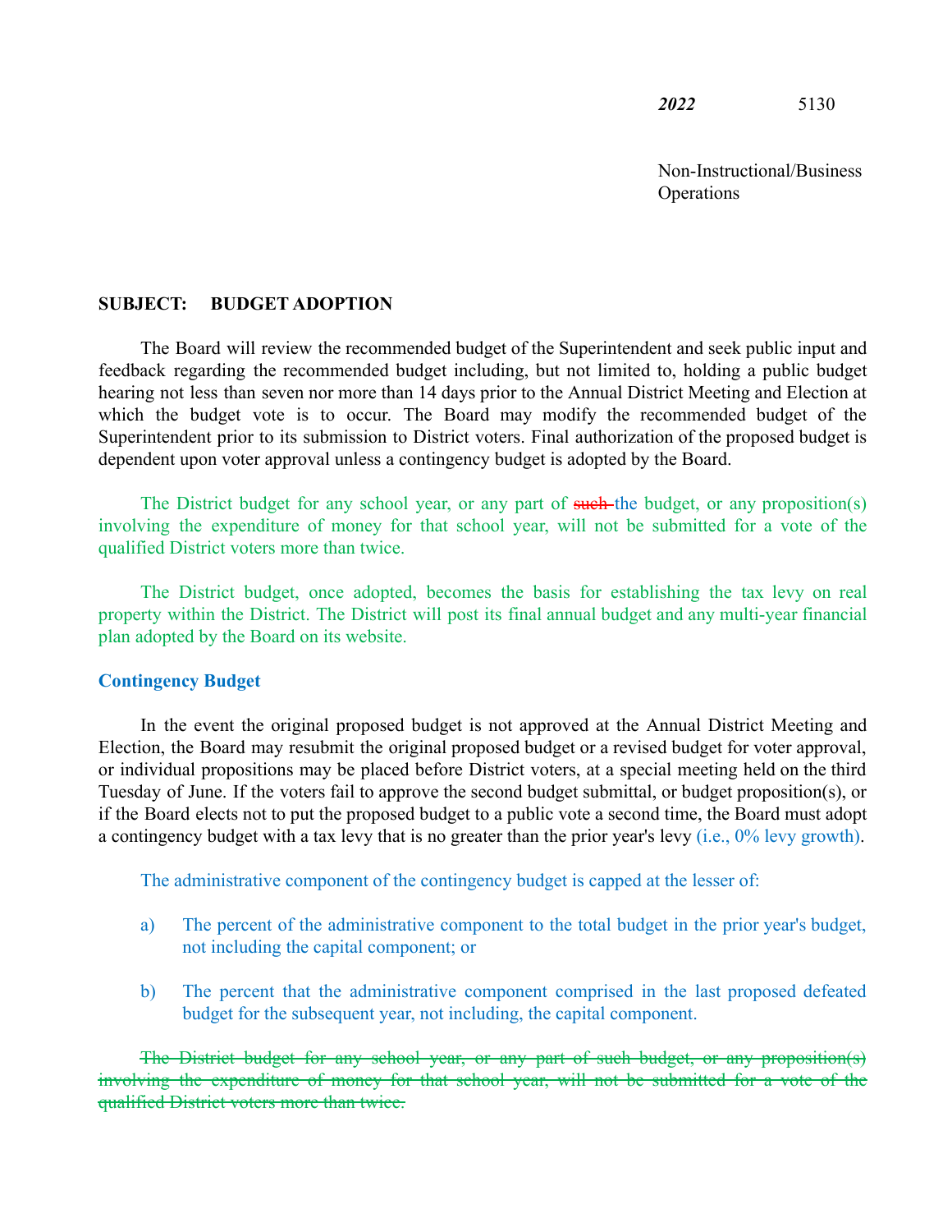***2022*** 5130

Non-Instructional/Business Operations

**SUBJECT: BUDGET ADOPTION**

The Board will review the recommended budget of the Superintendent and seek public input and feedback regarding the recommended budget including, but not limited to, holding a public budget hearing not less than seven nor more than 14 days prior to the Annual District Meeting and Election at which the budget vote is to occur. The Board may modify the recommended budget of the Superintendent prior to its submission to District voters. Final authorization of the proposed budget is dependent upon voter approval unless a contingency budget is adopted by the Board.

The District budget for any school year, or any part of ~~such~~ the budget, or any proposition(s) involving the expenditure of money for that school year, will not be submitted for a vote of the qualified District voters more than twice.

The District budget, once adopted, becomes the basis for establishing the tax levy on real property within the District. The District will post its final annual budget and any multi-year financial plan adopted by the Board on its website.

**Contingency Budget**

In the event the original proposed budget is not approved at the Annual District Meeting and Election, the Board may resubmit the original proposed budget or a revised budget for voter approval, or individual propositions may be placed before District voters, at a special meeting held on the third Tuesday of June. If the voters fail to approve the second budget submittal, or budget proposition(s), or if the Board elects not to put the proposed budget to a public vote a second time, the Board must adopt a contingency budget with a tax levy that is no greater than the prior year's levy (i.e., 0% levy growth).

The administrative component of the contingency budget is capped at the lesser of:

a) The percent of the administrative component to the total budget in the prior year's budget, not including the capital component; or

b) The percent that the administrative component comprised in the last proposed defeated budget for the subsequent year, not including, the capital component.

~~The District budget for any school year, or any part of such budget, or any proposition(s) involving the expenditure of money for that school year, will not be submitted for a vote of the qualified District voters more than twice.~~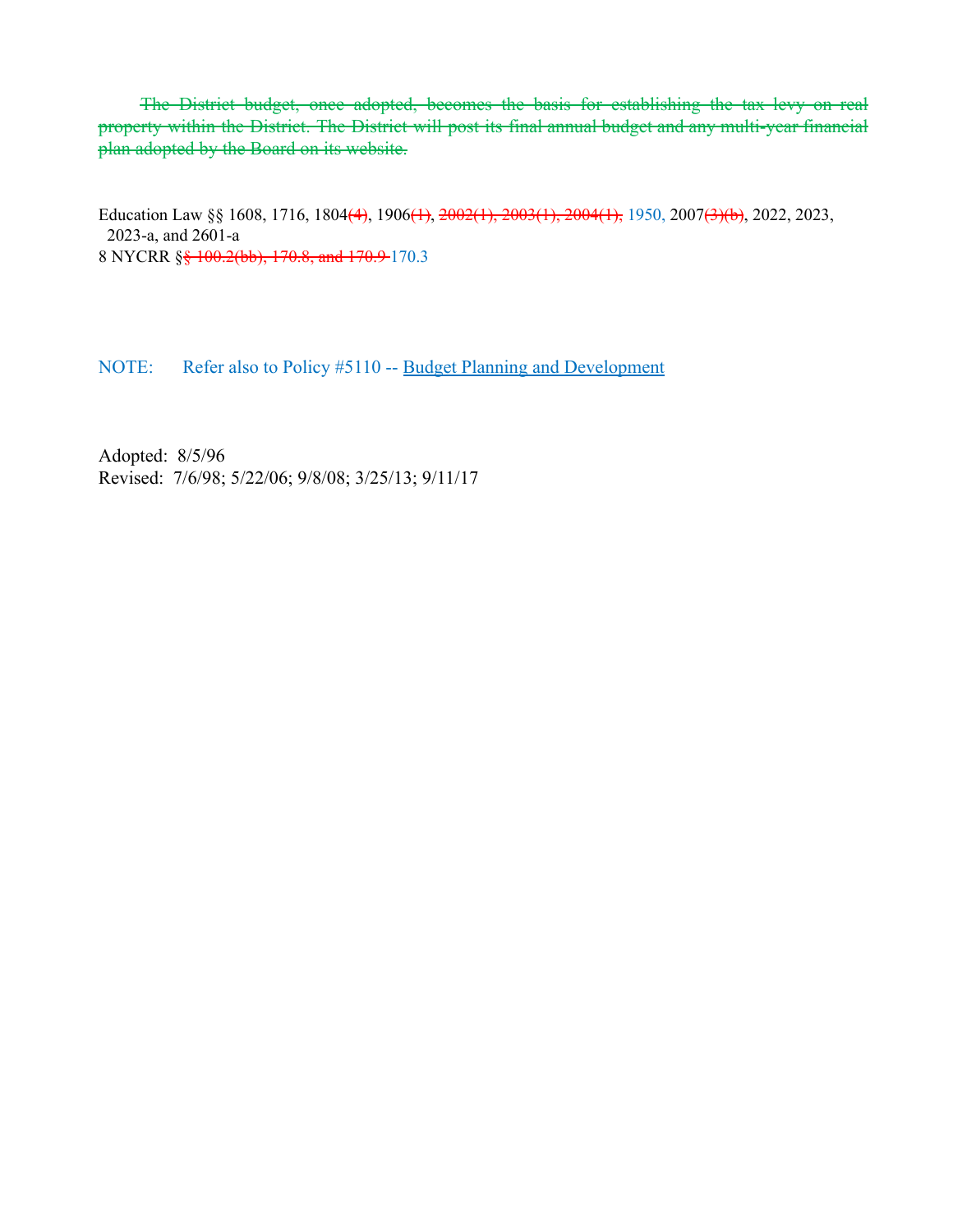~~The District budget, once adopted, becomes the basis for establishing the tax levy on real property within the District. The District will post its final annual budget and any multi-year financial plan adopted by the Board on its website.~~

Education Law §§ 1608, 1716, 1804~~(4)~~, 1906~~(1)~~, ~~2002(1), 2003(1), 2004(1),~~ 1950, 2007~~(3)(b)~~, 2022, 2023, 2023-a, and 2601-a
8 NYCRR §~~§ 100.2(bb), 170.8, and 170.9~~ 170.3

NOTE: Refer also to Policy #5110 -- Budget Planning and Development

Adopted: 8/5/96
Revised: 7/6/98; 5/22/06; 9/8/08; 3/25/13; 9/11/17